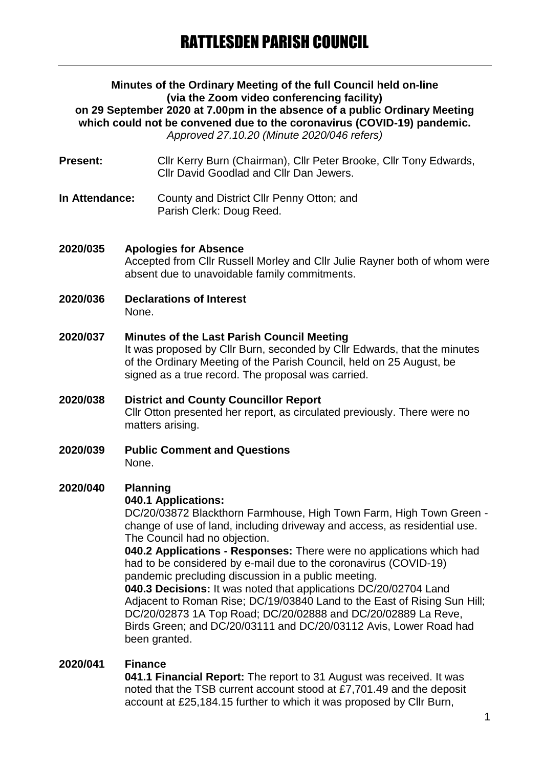# RATTLESDEN PARISH COUNCIL

**Minutes of the Ordinary Meeting of the full Council held on-line (via the Zoom video conferencing facility) on 29 September 2020 at 7.00pm in the absence of a public Ordinary Meeting which could not be convened due to the coronavirus (COVID-19) pandemic.**

*Approved 27.10.20 (Minute 2020/046 refers)*

**Present:** Cllr Kerry Burn (Chairman), Cllr Peter Brooke, Cllr Tony Edwards, Cllr David Goodlad and Cllr Dan Jewers.

**In Attendance:** County and District Cllr Penny Otton; and Parish Clerk: Doug Reed.

**2020/035 Apologies for Absence**

Accepted from Cllr Russell Morley and Cllr Julie Rayner both of whom were absent due to unavoidable family commitments.

**2020/036 Declarations of Interest**

None.

**2020/037 Minutes of the Last Parish Council Meeting**

It was proposed by Cllr Burn, seconded by Cllr Edwards, that the minutes of the Ordinary Meeting of the Parish Council, held on 25 August, be signed as a true record. The proposal was carried.

**2020/038 District and County Councillor Report**

Cllr Otton presented her report, as circulated previously. There were no matters arising.

**2020/039 Public Comment and Questions**

None.

**2020/040 Planning**

**040.1 Applications:**

DC/20/03872 Blackthorn Farmhouse, High Town Farm, High Town Green - change of use of land, including driveway and access, as residential use. The Council had no objection.

**040.2 Applications - Responses:** There were no applications which had had to be considered by e-mail due to the coronavirus (COVID-19) pandemic precluding discussion in a public meeting.

**040.3 Decisions:** It was noted that applications DC/20/02704 Land Adjacent to Roman Rise; DC/19/03840 Land to the East of Rising Sun Hill; DC/20/02873 1A Top Road; DC/20/02888 and DC/20/02889 La Reve, Birds Green; and DC/20/03111 and DC/20/03112 Avis, Lower Road had been granted.

**2020/041 Finance**

**041.1 Financial Report:** The report to 31 August was received. It was noted that the TSB current account stood at £7,701.49 and the deposit account at £25,184.15 further to which it was proposed by Cllr Burn,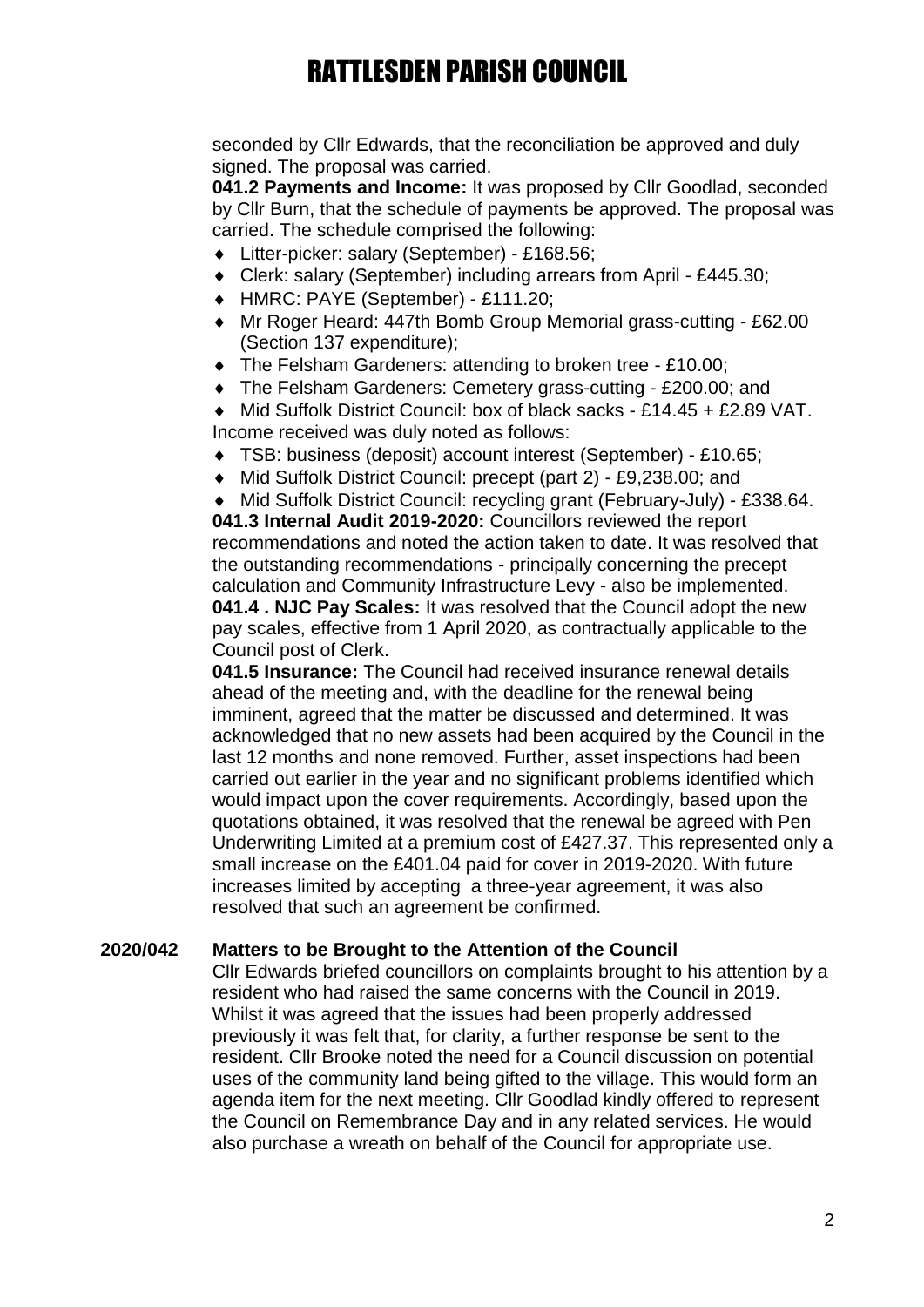seconded by Cllr Edwards, that the reconciliation be approved and duly signed. The proposal was carried.

**041.2 Payments and Income:** It was proposed by Cllr Goodlad, seconded by Cllr Burn, that the schedule of payments be approved. The proposal was carried. The schedule comprised the following:

- Litter-picker: salary (September) - £168.56;
- Clerk: salary (September) including arrears from April - £445.30;
- HMRC: PAYE (September) - £111.20;
- Mr Roger Heard: 447th Bomb Group Memorial grass-cutting - £62.00 (Section 137 expenditure);
- The Felsham Gardeners: attending to broken tree - £10.00;
- The Felsham Gardeners: Cemetery grass-cutting - £200.00; and
- Mid Suffolk District Council: box of black sacks - £14.45 + £2.89 VAT.

Income received was duly noted as follows:

- TSB: business (deposit) account interest (September) - £10.65;
- Mid Suffolk District Council: precept (part 2) - £9,238.00; and
- Mid Suffolk District Council: recycling grant (February-July) - £338.64.

**041.3 Internal Audit 2019-2020:** Councillors reviewed the report recommendations and noted the action taken to date. It was resolved that the outstanding recommendations - principally concerning the precept calculation and Community Infrastructure Levy - also be implemented.

**041.4 . NJC Pay Scales:** It was resolved that the Council adopt the new pay scales, effective from 1 April 2020, as contractually applicable to the Council post of Clerk.

**041.5 Insurance:** The Council had received insurance renewal details ahead of the meeting and, with the deadline for the renewal being imminent, agreed that the matter be discussed and determined. It was acknowledged that no new assets had been acquired by the Council in the last 12 months and none removed. Further, asset inspections had been carried out earlier in the year and no significant problems identified which would impact upon the cover requirements. Accordingly, based upon the quotations obtained, it was resolved that the renewal be agreed with Pen Underwriting Limited at a premium cost of £427.37. This represented only a small increase on the £401.04 paid for cover in 2019-2020. With future increases limited by accepting a three-year agreement, it was also resolved that such an agreement be confirmed.

**2020/042 Matters to be Brought to the Attention of the Council**

Cllr Edwards briefed councillors on complaints brought to his attention by a resident who had raised the same concerns with the Council in 2019. Whilst it was agreed that the issues had been properly addressed previously it was felt that, for clarity, a further response be sent to the resident. Cllr Brooke noted the need for a Council discussion on potential uses of the community land being gifted to the village. This would form an agenda item for the next meeting. Cllr Goodlad kindly offered to represent the Council on Remembrance Day and in any related services. He would also purchase a wreath on behalf of the Council for appropriate use.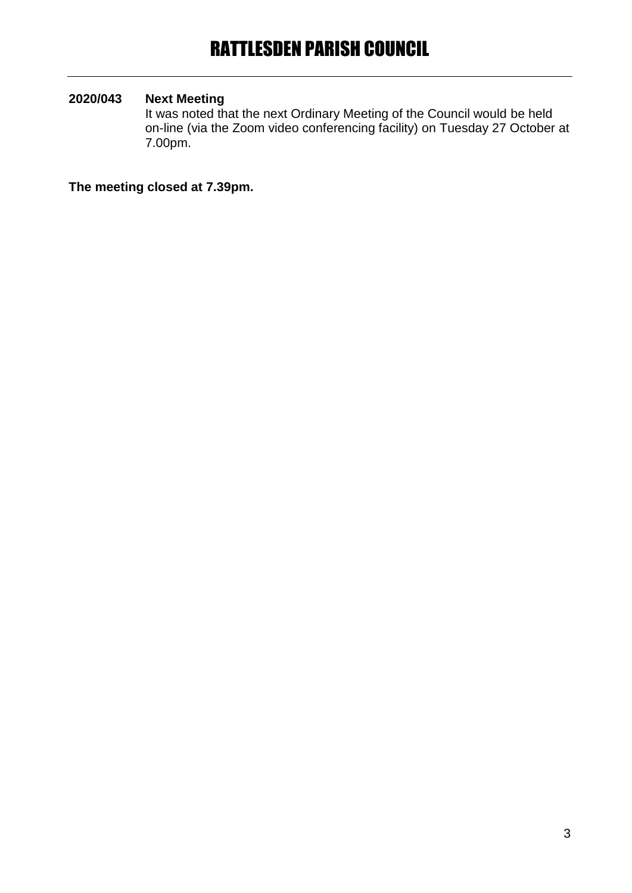**2020/043 Next Meeting**

It was noted that the next Ordinary Meeting of the Council would be held on-line (via the Zoom video conferencing facility) on Tuesday 27 October at 7.00pm.

**The meeting closed at 7.39pm.**